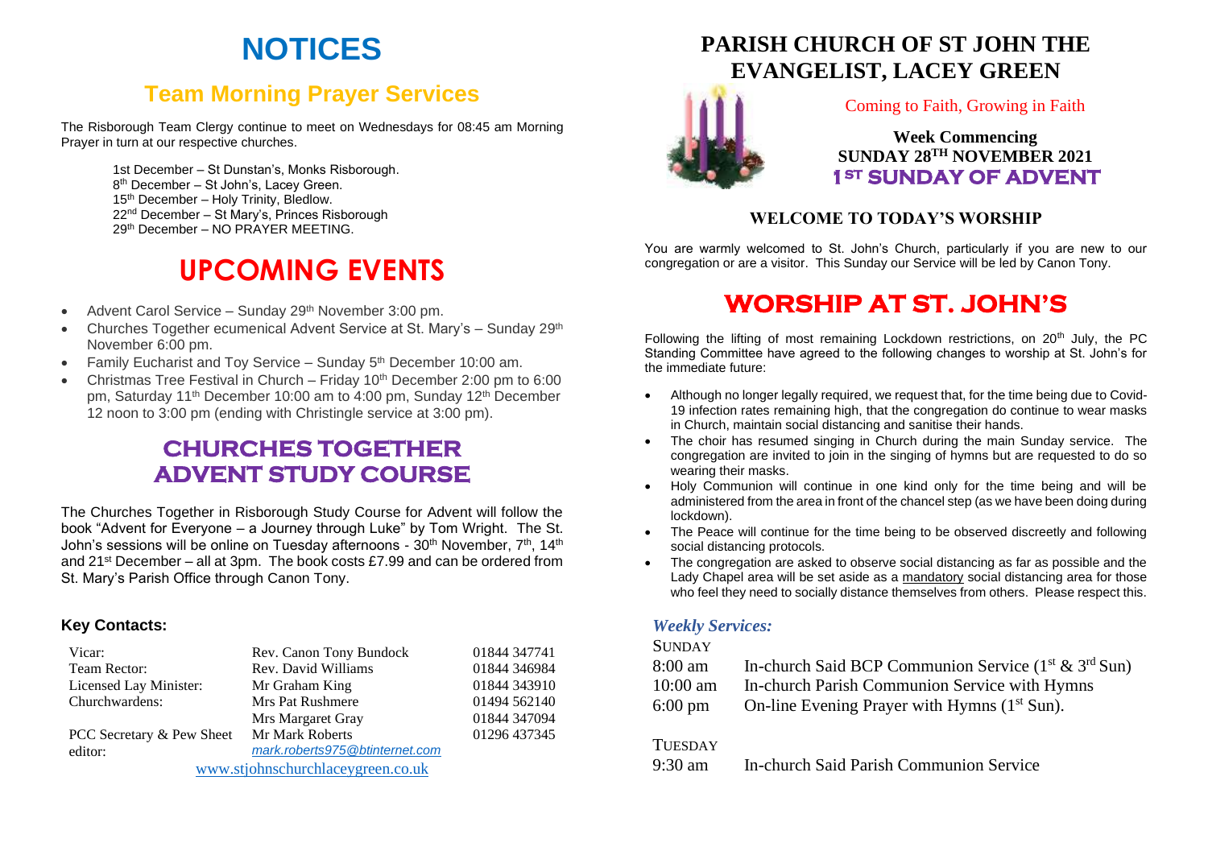# NOTICES

## Team Morning Prayer Services

The Risborough Team Clergy continue to meet on Wednesdays for 08:45 am Morning Prayer in turn at our respective churches.

1st December – St Dunstan's, Monks Risborough.
8th December – St John's, Lacey Green.
15th December – Holy Trinity, Bledlow.
22nd December – St Mary's, Princes Risborough
29th December – NO PRAYER MEETING.

# UPCOMING EVENTS

- Advent Carol Service – Sunday 29th November 3:00 pm.
- Churches Together ecumenical Advent Service at St. Mary's – Sunday 29th November 6:00 pm.
- Family Eucharist and Toy Service – Sunday 5th December 10:00 am.
- Christmas Tree Festival in Church – Friday 10th December 2:00 pm to 6:00 pm, Saturday 11th December 10:00 am to 4:00 pm, Sunday 12th December 12 noon to 3:00 pm (ending with Christingle service at 3:00 pm).

## CHURCHES TOGETHER ADVENT STUDY COURSE

The Churches Together in Risborough Study Course for Advent will follow the book "Advent for Everyone – a Journey through Luke" by Tom Wright. The St. John's sessions will be online on Tuesday afternoons - 30th November, 7th, 14th and 21st December – all at 3pm. The book costs £7.99 and can be ordered from St. Mary's Parish Office through Canon Tony.

### Key Contacts:

| | | |
|---|---|---|
| Vicar: | Rev. Canon Tony Bundock | 01844 347741 |
| Team Rector: | Rev. David Williams | 01844 346984 |
| Licensed Lay Minister: | Mr Graham King | 01844 343910 |
| Churchwardens: | Mrs Pat Rushmere | 01494 562140 |
| | Mrs Margaret Gray | 01844 347094 |
| PCC Secretary & Pew Sheet editor: | Mr Mark Roberts *mark.roberts975@btinternet.com* | 01296 437345 |

www.stjohnschurchlaceygreen.co.uk

# PARISH CHURCH OF ST JOHN THE EVANGELIST, LACEY GREEN

Coming to Faith, Growing in Faith

**Week Commencing**
**SUNDAY 28TH NOVEMBER 2021**
**1ST SUNDAY OF ADVENT**

### WELCOME TO TODAY'S WORSHIP

You are warmly welcomed to St. John's Church, particularly if you are new to our congregation or are a visitor. This Sunday our Service will be led by Canon Tony.

# WORSHIP AT ST. JOHN'S

Following the lifting of most remaining Lockdown restrictions, on 20th July, the PC Standing Committee have agreed to the following changes to worship at St. John's for the immediate future:

- Although no longer legally required, we request that, for the time being due to Covid-19 infection rates remaining high, that the congregation do continue to wear masks in Church, maintain social distancing and sanitise their hands.
- The choir has resumed singing in Church during the main Sunday service. The congregation are invited to join in the singing of hymns but are requested to do so wearing their masks.
- Holy Communion will continue in one kind only for the time being and will be administered from the area in front of the chancel step (as we have been doing during lockdown).
- The Peace will continue for the time being to be observed discreetly and following social distancing protocols.
- The congregation are asked to observe social distancing as far as possible and the Lady Chapel area will be set aside as a mandatory social distancing area for those who feel they need to socially distance themselves from others. Please respect this.

### *Weekly Services:*

SUNDAY

| | |
|---|---|
| 8:00 am | In-church Said BCP Communion Service (1st & 3rd Sun) |
| 10:00 am | In-church Parish Communion Service with Hymns |
| 6:00 pm | On-line Evening Prayer with Hymns (1st Sun). |

TUESDAY

| | |
|---|---|
| 9:30 am | In-church Said Parish Communion Service |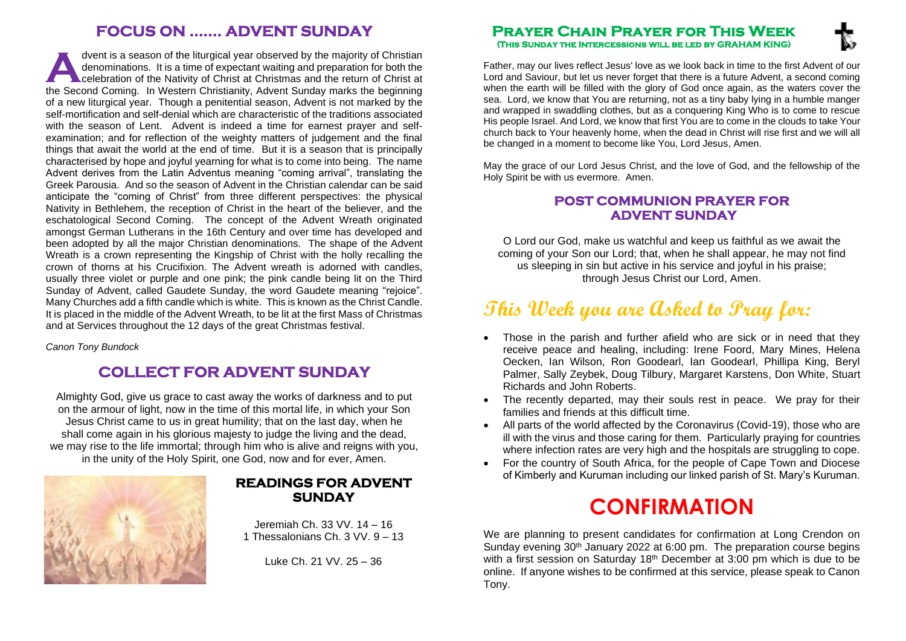## FOCUS ON ....... ADVENT SUNDAY

Advent is a season of the liturgical year observed by the majority of Christian denominations. It is a time of expectant waiting and preparation for both the celebration of the Nativity of Christ at Christmas and the return of Christ at the Second Coming. In Western Christianity, Advent Sunday marks the beginning of a new liturgical year. Though a penitential season, Advent is not marked by the self-mortification and self-denial which are characteristic of the traditions associated with the season of Lent. Advent is indeed a time for earnest prayer and self-examination; and for reflection of the weighty matters of judgement and the final things that await the world at the end of time. But it is a season that is principally characterised by hope and joyful yearning for what is to come into being. The name Advent derives from the Latin Adventus meaning "coming arrival", translating the Greek Parousia. And so the season of Advent in the Christian calendar can be said anticipate the "coming of Christ" from three different perspectives: the physical Nativity in Bethlehem, the reception of Christ in the heart of the believer, and the eschatological Second Coming. The concept of the Advent Wreath originated amongst German Lutherans in the 16th Century and over time has developed and been adopted by all the major Christian denominations. The shape of the Advent Wreath is a crown representing the Kingship of Christ with the holly recalling the crown of thorns at his Crucifixion. The Advent wreath is adorned with candles, usually three violet or purple and one pink; the pink candle being lit on the Third Sunday of Advent, called Gaudete Sunday, the word Gaudete meaning "rejoice". Many Churches add a fifth candle which is white. This is known as the Christ Candle. It is placed in the middle of the Advent Wreath, to be lit at the first Mass of Christmas and at Services throughout the 12 days of the great Christmas festival.

*Canon Tony Bundock*

## COLLECT FOR ADVENT SUNDAY

Almighty God, give us grace to cast away the works of darkness and to put on the armour of light, now in the time of this mortal life, in which your Son Jesus Christ came to us in great humility; that on the last day, when he shall come again in his glorious majesty to judge the living and the dead, we may rise to the life immortal; through him who is alive and reigns with you, in the unity of the Holy Spirit, one God, now and for ever, Amen.

### READINGS FOR ADVENT SUNDAY

Jeremiah Ch. 33 VV. 14 – 16
1 Thessalonians Ch. 3 VV. 9 – 13

Luke Ch. 21 VV. 25 – 36

## PRAYER CHAIN PRAYER FOR THIS WEEK

**(THIS SUNDAY THE INTERCESSIONS WILL BE LED BY GRAHAM KING)**

Father, may our lives reflect Jesus' love as we look back in time to the first Advent of our Lord and Saviour, but let us never forget that there is a future Advent, a second coming when the earth will be filled with the glory of God once again, as the waters cover the sea. Lord, we know that You are returning, not as a tiny baby lying in a humble manger and wrapped in swaddling clothes, but as a conquering King Who is to come to rescue His people Israel. And Lord, we know that first You are to come in the clouds to take Your church back to Your heavenly home, when the dead in Christ will rise first and we will all be changed in a moment to become like You, Lord Jesus, Amen.

May the grace of our Lord Jesus Christ, and the love of God, and the fellowship of the Holy Spirit be with us evermore. Amen.

### POST COMMUNION PRAYER FOR ADVENT SUNDAY

O Lord our God, make us watchful and keep us faithful as we await the coming of your Son our Lord; that, when he shall appear, he may not find us sleeping in sin but active in his service and joyful in his praise; through Jesus Christ our Lord, Amen.

## This Week you are Asked to Pray for:

- Those in the parish and further afield who are sick or in need that they receive peace and healing, including: Irene Foord, Mary Mines, Helena Oecken, Ian Wilson, Ron Goodearl, Ian Goodearl, Phillipa King, Beryl Palmer, Sally Zeybek, Doug Tilbury, Margaret Karstens, Don White, Stuart Richards and John Roberts.
- The recently departed, may their souls rest in peace. We pray for their families and friends at this difficult time.
- All parts of the world affected by the Coronavirus (Covid-19), those who are ill with the virus and those caring for them. Particularly praying for countries where infection rates are very high and the hospitals are struggling to cope.
- For the country of South Africa, for the people of Cape Town and Diocese of Kimberly and Kuruman including our linked parish of St. Mary's Kuruman.

# CONFIRMATION

We are planning to present candidates for confirmation at Long Crendon on Sunday evening 30th January 2022 at 6:00 pm. The preparation course begins with a first session on Saturday 18th December at 3:00 pm which is due to be online. If anyone wishes to be confirmed at this service, please speak to Canon Tony.